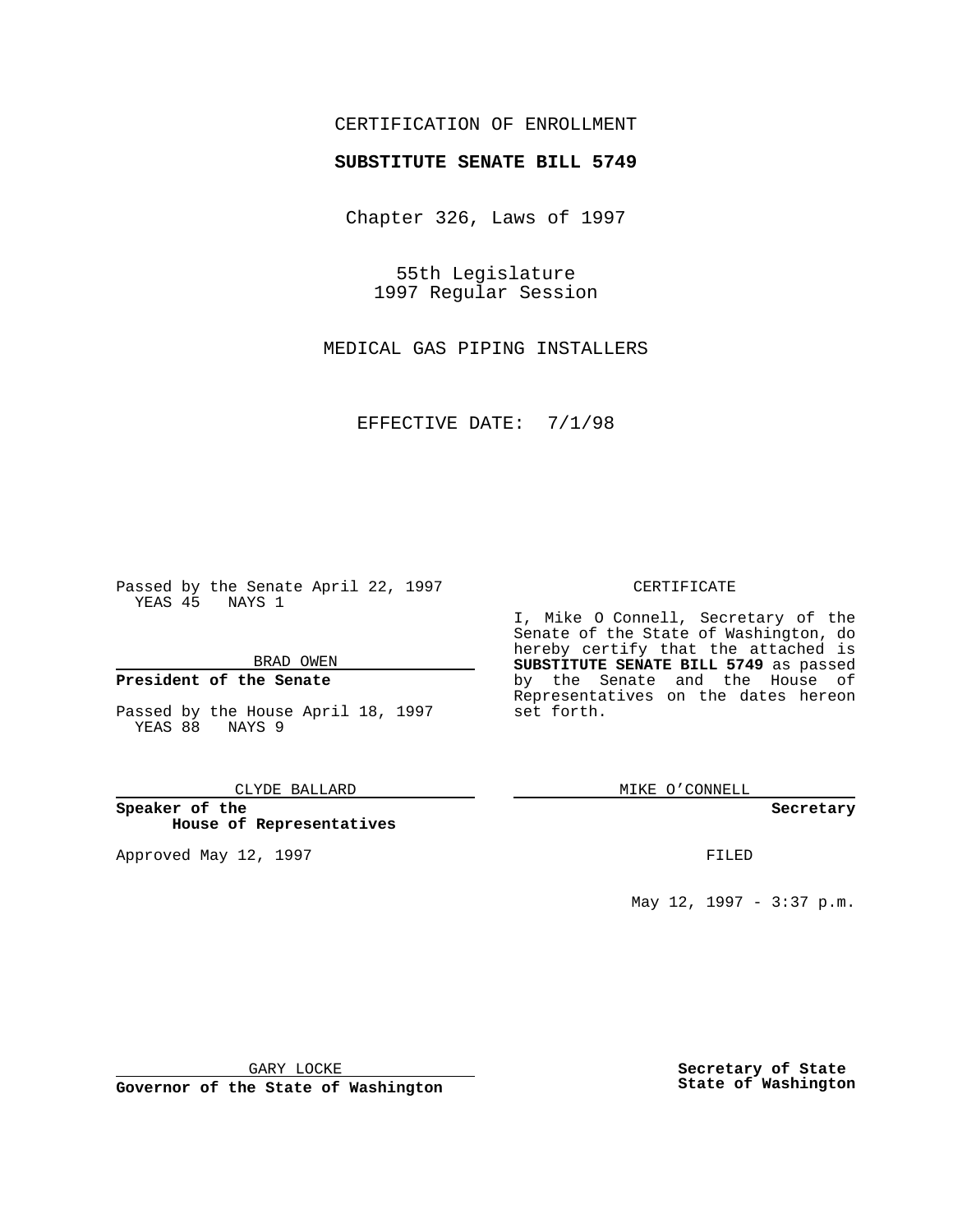CERTIFICATION OF ENROLLMENT

**SUBSTITUTE SENATE BILL 5749**

Chapter 326, Laws of 1997

55th Legislature
1997 Regular Session

MEDICAL GAS PIPING INSTALLERS

EFFECTIVE DATE: 7/1/98

Passed by the Senate April 22, 1997
YEAS 45 NAYS 1

BRAD OWEN

**President of the Senate**

Passed by the House April 18, 1997
YEAS 88 NAYS 9

CLYDE BALLARD

**Speaker of the House of Representatives**

Approved May 12, 1997

GARY LOCKE

**Governor of the State of Washington**

CERTIFICATE

I, Mike O Connell, Secretary of the Senate of the State of Washington, do hereby certify that the attached is **SUBSTITUTE SENATE BILL 5749** as passed by the Senate and the House of Representatives on the dates hereon set forth.

MIKE O'CONNELL

**Secretary**

FILED

May 12, 1997 - 3:37 p.m.

**Secretary of State**
**State of Washington**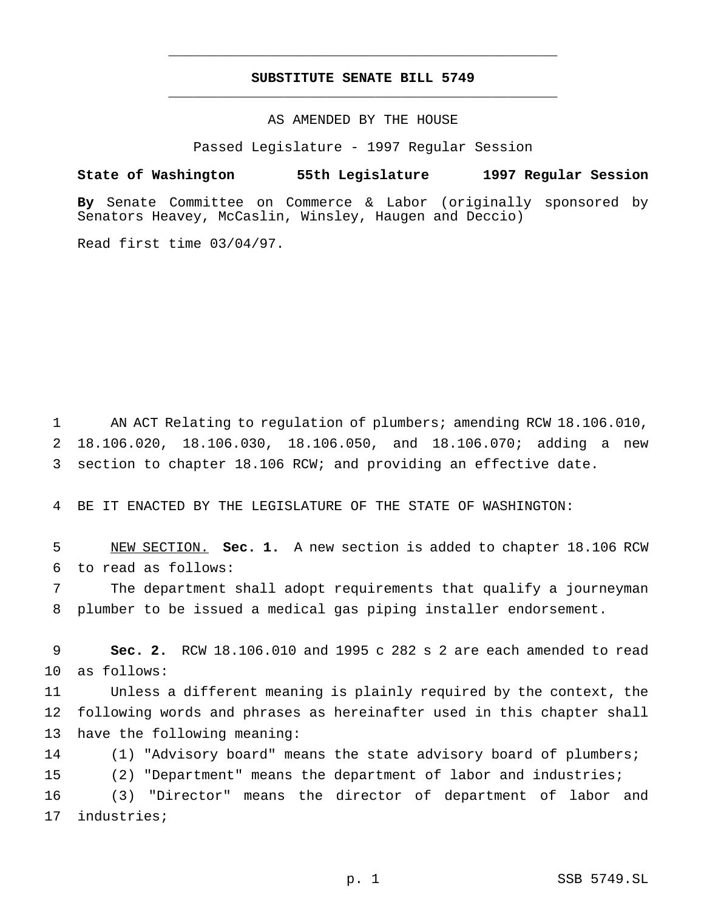---

# SUBSTITUTE SENATE BILL 5749

---

AS AMENDED BY THE HOUSE

Passed Legislature - 1997 Regular Session

**State of Washington 55th Legislature 1997 Regular Session**

**By** Senate Committee on Commerce & Labor (originally sponsored by Senators Heavey, McCaslin, Winsley, Haugen and Deccio)

Read first time 03/04/97.

1 AN ACT Relating to regulation of plumbers; amending RCW 18.106.010, 2 18.106.020, 18.106.030, 18.106.050, and 18.106.070; adding a new 3 section to chapter 18.106 RCW; and providing an effective date.

4 BE IT ENACTED BY THE LEGISLATURE OF THE STATE OF WASHINGTON:

5 NEW SECTION. **Sec. 1.** A new section is added to chapter 18.106 RCW 6 to read as follows:

7 The department shall adopt requirements that qualify a journeyman 8 plumber to be issued a medical gas piping installer endorsement.

9 **Sec. 2.** RCW 18.106.010 and 1995 c 282 s 2 are each amended to read 10 as follows:

11 Unless a different meaning is plainly required by the context, the 12 following words and phrases as hereinafter used in this chapter shall 13 have the following meaning:

14 (1) "Advisory board" means the state advisory board of plumbers;

15 (2) "Department" means the department of labor and industries;

16 (3) "Director" means the director of department of labor and 17 industries;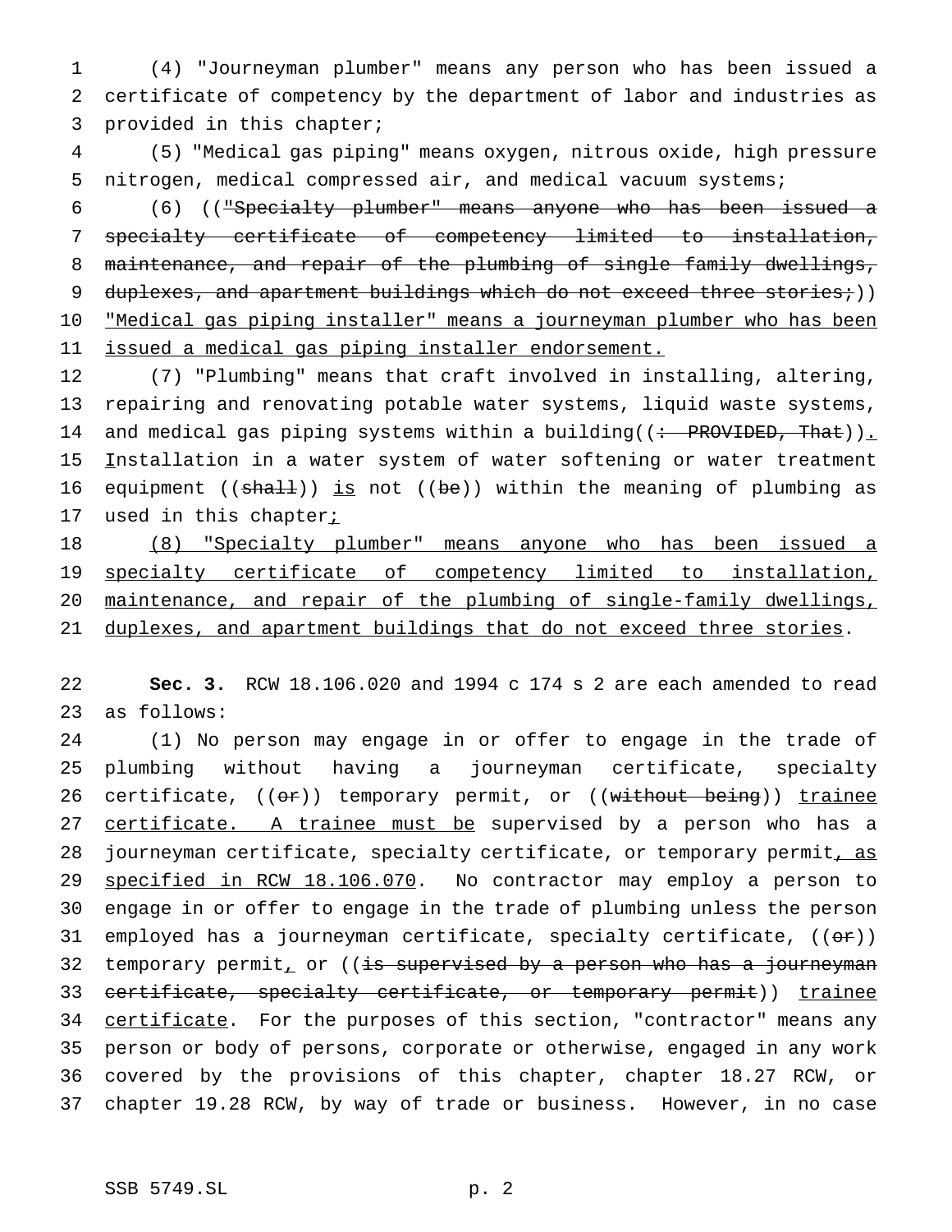(4) "Journeyman plumber" means any person who has been issued a certificate of competency by the department of labor and industries as provided in this chapter;

(5) "Medical gas piping" means oxygen, nitrous oxide, high pressure nitrogen, medical compressed air, and medical vacuum systems;

(6) ((~~"Specialty plumber" means anyone who has been issued a specialty certificate of competency limited to installation, maintenance, and repair of the plumbing of single family dwellings, duplexes, and apartment buildings which do not exceed three stories;~~)) <u>"Medical gas piping installer" means a journeyman plumber who has been issued a medical gas piping installer endorsement.</u>

(7) "Plumbing" means that craft involved in installing, altering, repairing and renovating potable water systems, liquid waste systems, and medical gas piping systems within a building((~~: PROVIDED, That~~))<u>.</u> <u>I</u>nstallation in a water system of water softening or water treatment equipment ((~~shall~~)) <u>is</u> not ((~~be~~)) within the meaning of plumbing as used in this chapter<u>;</u>

<u>(8) "Specialty plumber" means anyone who has been issued a specialty certificate of competency limited to installation, maintenance, and repair of the plumbing of single-family dwellings, duplexes, and apartment buildings that do not exceed three stories</u>.

**Sec. 3.** RCW 18.106.020 and 1994 c 174 s 2 are each amended to read as follows:

(1) No person may engage in or offer to engage in the trade of plumbing without having a journeyman certificate, specialty certificate, ((~~or~~)) temporary permit, or ((~~without being~~)) <u>trainee certificate. A trainee must be</u> supervised by a person who has a journeyman certificate, specialty certificate, or temporary permit<u>, as specified in RCW 18.106.070</u>. No contractor may employ a person to engage in or offer to engage in the trade of plumbing unless the person employed has a journeyman certificate, specialty certificate, ((~~or~~)) temporary permit<u>,</u> or ((~~is supervised by a person who has a journeyman certificate, specialty certificate, or temporary permit~~)) <u>trainee certificate</u>. For the purposes of this section, "contractor" means any person or body of persons, corporate or otherwise, engaged in any work covered by the provisions of this chapter, chapter 18.27 RCW, or chapter 19.28 RCW, by way of trade or business. However, in no case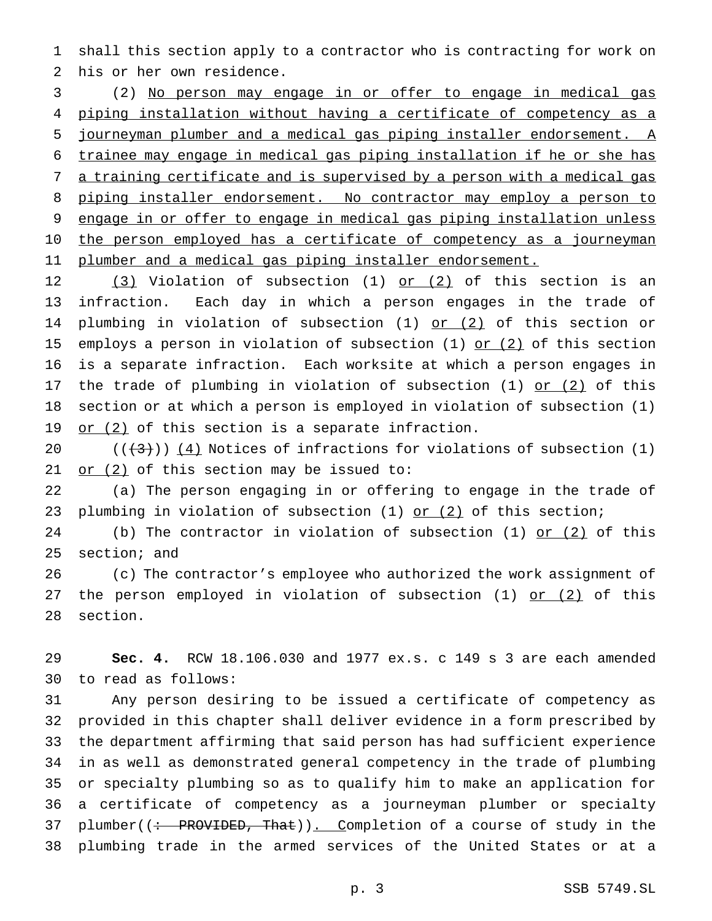shall this section apply to a contractor who is contracting for work on his or her own residence.

(2) No person may engage in or offer to engage in medical gas piping installation without having a certificate of competency as a journeyman plumber and a medical gas piping installer endorsement. A trainee may engage in medical gas piping installation if he or she has a training certificate and is supervised by a person with a medical gas piping installer endorsement. No contractor may employ a person to engage in or offer to engage in medical gas piping installation unless the person employed has a certificate of competency as a journeyman plumber and a medical gas piping installer endorsement.

(3) Violation of subsection (1) or (2) of this section is an infraction. Each day in which a person engages in the trade of plumbing in violation of subsection (1) or (2) of this section or employs a person in violation of subsection (1) or (2) of this section is a separate infraction. Each worksite at which a person engages in the trade of plumbing in violation of subsection (1) or (2) of this section or at which a person is employed in violation of subsection (1) or (2) of this section is a separate infraction.

~~((3))~~ (4) Notices of infractions for violations of subsection (1) or (2) of this section may be issued to:

(a) The person engaging in or offering to engage in the trade of plumbing in violation of subsection (1) or (2) of this section;

(b) The contractor in violation of subsection (1) or (2) of this section; and

(c) The contractor's employee who authorized the work assignment of the person employed in violation of subsection (1) or (2) of this section.

**Sec. 4.** RCW 18.106.030 and 1977 ex.s. c 149 s 3 are each amended to read as follows:

Any person desiring to be issued a certificate of competency as provided in this chapter shall deliver evidence in a form prescribed by the department affirming that said person has had sufficient experience in as well as demonstrated general competency in the trade of plumbing or specialty plumbing so as to qualify him to make an application for a certificate of competency as a journeyman plumber or specialty plumber((~~: PROVIDED, That~~)). Completion of a course of study in the plumbing trade in the armed services of the United States or at a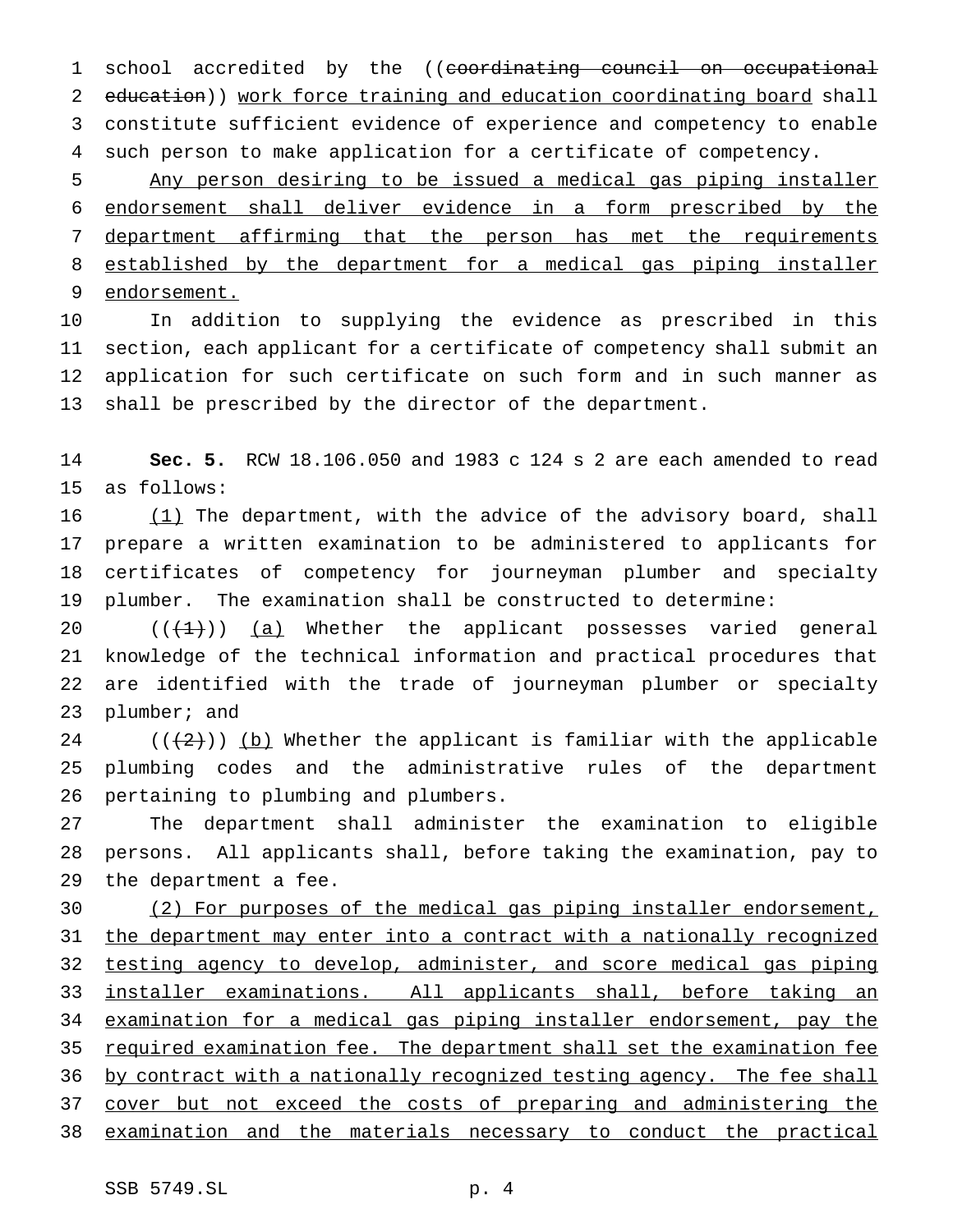school accredited by the ((~~coordinating council on occupational education~~)) <u>work force training and education coordinating board</u> shall constitute sufficient evidence of experience and competency to enable such person to make application for a certificate of competency.

<u>Any person desiring to be issued a medical gas piping installer endorsement shall deliver evidence in a form prescribed by the department affirming that the person has met the requirements established by the department for a medical gas piping installer endorsement.</u>

In addition to supplying the evidence as prescribed in this section, each applicant for a certificate of competency shall submit an application for such certificate on such form and in such manner as shall be prescribed by the director of the department.

**Sec. 5.** RCW 18.106.050 and 1983 c 124 s 2 are each amended to read as follows:

<u>(1)</u> The department, with the advice of the advisory board, shall prepare a written examination to be administered to applicants for certificates of competency for journeyman plumber and specialty plumber. The examination shall be constructed to determine:

((~~(1)~~)) <u>(a)</u> Whether the applicant possesses varied general knowledge of the technical information and practical procedures that are identified with the trade of journeyman plumber or specialty plumber; and

((~~(2)~~)) <u>(b)</u> Whether the applicant is familiar with the applicable plumbing codes and the administrative rules of the department pertaining to plumbing and plumbers.

The department shall administer the examination to eligible persons. All applicants shall, before taking the examination, pay to the department a fee.

<u>(2) For purposes of the medical gas piping installer endorsement, the department may enter into a contract with a nationally recognized testing agency to develop, administer, and score medical gas piping installer examinations. All applicants shall, before taking an examination for a medical gas piping installer endorsement, pay the required examination fee. The department shall set the examination fee by contract with a nationally recognized testing agency. The fee shall cover but not exceed the costs of preparing and administering the examination and the materials necessary to conduct the practical</u>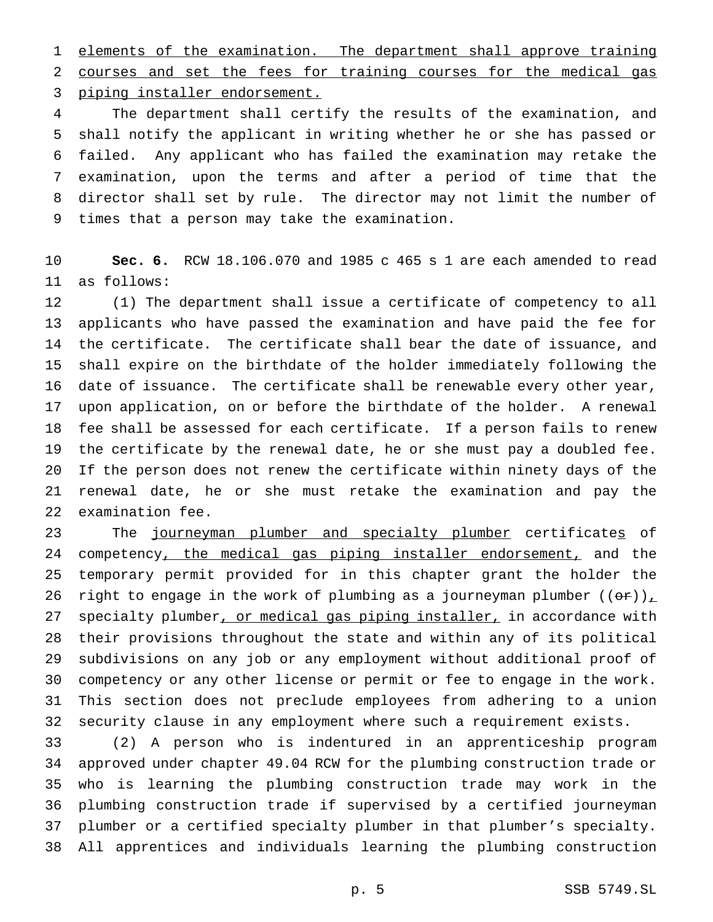elements of the examination. The department shall approve training courses and set the fees for training courses for the medical gas piping installer endorsement.

The department shall certify the results of the examination, and shall notify the applicant in writing whether he or she has passed or failed. Any applicant who has failed the examination may retake the examination, upon the terms and after a period of time that the director shall set by rule. The director may not limit the number of times that a person may take the examination.

**Sec. 6.** RCW 18.106.070 and 1985 c 465 s 1 are each amended to read as follows:

(1) The department shall issue a certificate of competency to all applicants who have passed the examination and have paid the fee for the certificate. The certificate shall bear the date of issuance, and shall expire on the birthdate of the holder immediately following the date of issuance. The certificate shall be renewable every other year, upon application, on or before the birthdate of the holder. A renewal fee shall be assessed for each certificate. If a person fails to renew the certificate by the renewal date, he or she must pay a doubled fee. If the person does not renew the certificate within ninety days of the renewal date, he or she must retake the examination and pay the examination fee.

The journeyman plumber and specialty plumber certificates of competency, the medical gas piping installer endorsement, and the temporary permit provided for in this chapter grant the holder the right to engage in the work of plumbing as a journeyman plumber ((~~or~~)), specialty plumber, or medical gas piping installer, in accordance with their provisions throughout the state and within any of its political subdivisions on any job or any employment without additional proof of competency or any other license or permit or fee to engage in the work. This section does not preclude employees from adhering to a union security clause in any employment where such a requirement exists.

(2) A person who is indentured in an apprenticeship program approved under chapter 49.04 RCW for the plumbing construction trade or who is learning the plumbing construction trade may work in the plumbing construction trade if supervised by a certified journeyman plumber or a certified specialty plumber in that plumber's specialty. All apprentices and individuals learning the plumbing construction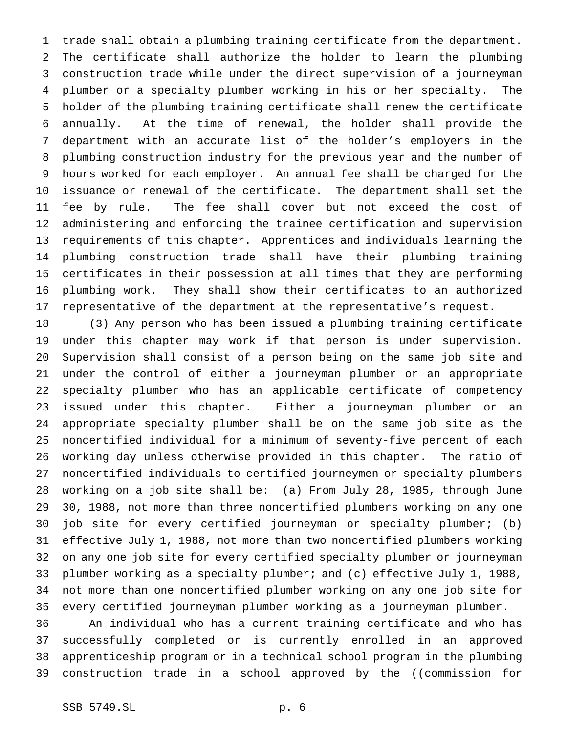trade shall obtain a plumbing training certificate from the department. The certificate shall authorize the holder to learn the plumbing construction trade while under the direct supervision of a journeyman plumber or a specialty plumber working in his or her specialty. The holder of the plumbing training certificate shall renew the certificate annually. At the time of renewal, the holder shall provide the department with an accurate list of the holder's employers in the plumbing construction industry for the previous year and the number of hours worked for each employer. An annual fee shall be charged for the issuance or renewal of the certificate. The department shall set the fee by rule. The fee shall cover but not exceed the cost of administering and enforcing the trainee certification and supervision requirements of this chapter. Apprentices and individuals learning the plumbing construction trade shall have their plumbing training certificates in their possession at all times that they are performing plumbing work. They shall show their certificates to an authorized representative of the department at the representative's request.

(3) Any person who has been issued a plumbing training certificate under this chapter may work if that person is under supervision. Supervision shall consist of a person being on the same job site and under the control of either a journeyman plumber or an appropriate specialty plumber who has an applicable certificate of competency issued under this chapter. Either a journeyman plumber or an appropriate specialty plumber shall be on the same job site as the noncertified individual for a minimum of seventy-five percent of each working day unless otherwise provided in this chapter. The ratio of noncertified individuals to certified journeymen or specialty plumbers working on a job site shall be: (a) From July 28, 1985, through June 30, 1988, not more than three noncertified plumbers working on any one job site for every certified journeyman or specialty plumber; (b) effective July 1, 1988, not more than two noncertified plumbers working on any one job site for every certified specialty plumber or journeyman plumber working as a specialty plumber; and (c) effective July 1, 1988, not more than one noncertified plumber working on any one job site for every certified journeyman plumber working as a journeyman plumber.

An individual who has a current training certificate and who has successfully completed or is currently enrolled in an approved apprenticeship program or in a technical school program in the plumbing construction trade in a school approved by the ((~~commission for~~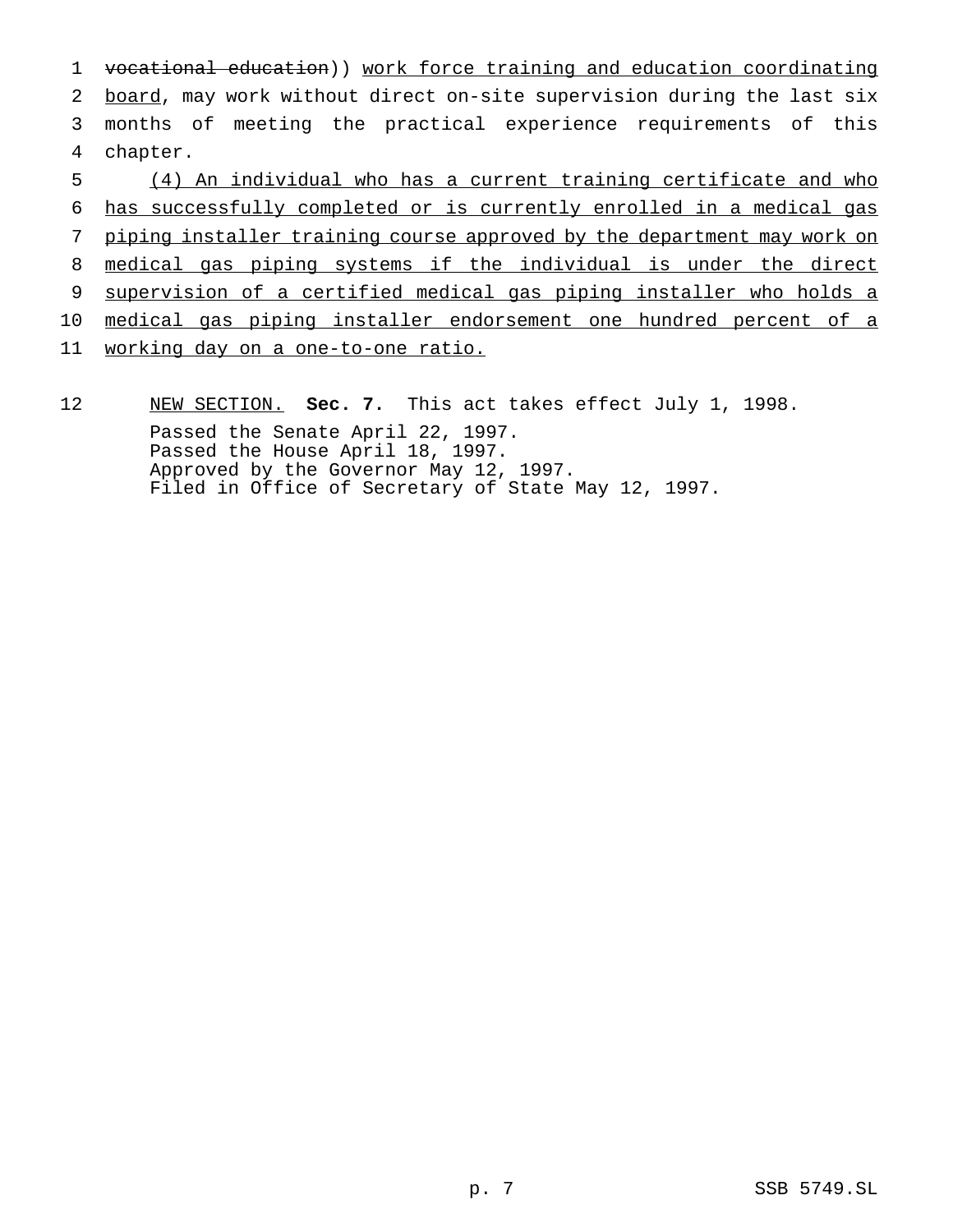~~vocational education~~)) work force training and education coordinating board, may work without direct on-site supervision during the last six months of meeting the practical experience requirements of this chapter.

(4) An individual who has a current training certificate and who has successfully completed or is currently enrolled in a medical gas piping installer training course approved by the department may work on medical gas piping systems if the individual is under the direct supervision of a certified medical gas piping installer who holds a medical gas piping installer endorsement one hundred percent of a working day on a one-to-one ratio.

NEW SECTION. **Sec. 7.** This act takes effect July 1, 1998.

Passed the Senate April 22, 1997.
Passed the House April 18, 1997.
Approved by the Governor May 12, 1997.
Filed in Office of Secretary of State May 12, 1997.